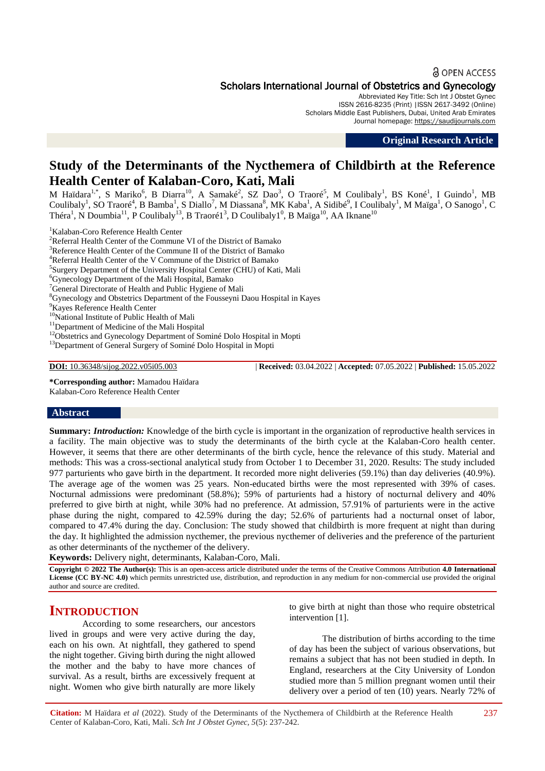OPEN ACCESS

Scholars International Journal of Obstetrics and Gynecology

Abbreviated Key Title: Sch Int J Obstet Gynec
ISSN 2616-8235 (Print) |ISSN 2617-3492 (Online)
Scholars Middle East Publishers, Dubai, United Arab Emirates
Journal homepage: https://saudijournals.com

**Original Research Article**

# Study of the Determinants of the Nycthemera of Childbirth at the Reference Health Center of Kalaban-Coro, Kati, Mali

M Haïdara[1,*], S Mariko[6], B Diarra[10], A Samaké[2], SZ Dao[3], O Traoré[5], M Coulibaly[1], BS Koné[1], I Guindo[1], MB Coulibaly[1], SO Traoré[4], B Bamba[1], S Diallo[7], M Diassana[8], MK Kaba[1], A Sidibé[9], I Coulibaly[1], M Maïga[1], O Sanogo[1], C Théra[1], N Doumbia[11], P Coulibaly[13], B Traoré1[3], D Coulibaly1[0], B Maïga[10], AA Iknane[10]

[1]Kalaban-Coro Reference Health Center
[2]Referral Health Center of the Commune VI of the District of Bamako
[3]Reference Health Center of the Commune II of the District of Bamako
[4]Referral Health Center of the V Commune of the District of Bamako
[5]Surgery Department of the University Hospital Center (CHU) of Kati, Mali
[6]Gynecology Department of the Mali Hospital, Bamako
[7]General Directorate of Health and Public Hygiene of Mali
[8]Gynecology and Obstetrics Department of the Fousseyni Daou Hospital in Kayes
[9]Kayes Reference Health Center
[10]National Institute of Public Health of Mali
[11]Department of Medicine of the Mali Hospital
[12]Obstetrics and Gynecology Department of Sominé Dolo Hospital in Mopti
[13]Department of General Surgery of Sominé Dolo Hospital in Mopti

**DOI:** 10.36348/sijog.2022.v05i05.003 | **Received:** 03.04.2022 | **Accepted:** 07.05.2022 | **Published:** 15.05.2022

**\*Corresponding author:** Mamadou Haïdara
Kalaban-Coro Reference Health Center

## Abstract

**Summary:** ***Introduction:*** Knowledge of the birth cycle is important in the organization of reproductive health services in a facility. The main objective was to study the determinants of the birth cycle at the Kalaban-Coro health center. However, it seems that there are other determinants of the birth cycle, hence the relevance of this study. Material and methods: This was a cross-sectional analytical study from October 1 to December 31, 2020. Results: The study included 977 parturients who gave birth in the department. It recorded more night deliveries (59.1%) than day deliveries (40.9%). The average age of the women was 25 years. Non-educated births were the most represented with 39% of cases. Nocturnal admissions were predominant (58.8%); 59% of parturients had a history of nocturnal delivery and 40% preferred to give birth at night, while 30% had no preference. At admission, 57.91% of parturients were in the active phase during the night, compared to 42.59% during the day; 52.6% of parturients had a nocturnal onset of labor, compared to 47.4% during the day. Conclusion: The study showed that childbirth is more frequent at night than during the day. It highlighted the admission nycthemer, the previous nycthemer of deliveries and the preference of the parturient as other determinants of the nycthemer of the delivery.

**Keywords:** Delivery night, determinants, Kalaban-Coro, Mali.

**Copyright © 2022 The Author(s):** This is an open-access article distributed under the terms of the Creative Commons Attribution **4.0 International License (CC BY-NC 4.0)** which permits unrestricted use, distribution, and reproduction in any medium for non-commercial use provided the original author and source are credited.

## INTRODUCTION

According to some researchers, our ancestors lived in groups and were very active during the day, each on his own. At nightfall, they gathered to spend the night together. Giving birth during the night allowed the mother and the baby to have more chances of survival. As a result, births are excessively frequent at night. Women who give birth naturally are more likely to give birth at night than those who require obstetrical intervention [1].

The distribution of births according to the time of day has been the subject of various observations, but remains a subject that has not been studied in depth. In England, researchers at the City University of London studied more than 5 million pregnant women until their delivery over a period of ten (10) years. Nearly 72% of

**Citation:** M Haïdara *et al* (2022). Study of the Determinants of the Nycthemera of Childbirth at the Reference Health Center of Kalaban-Coro, Kati, Mali. *Sch Int J Obstet Gynec, 5*(5): 237-242.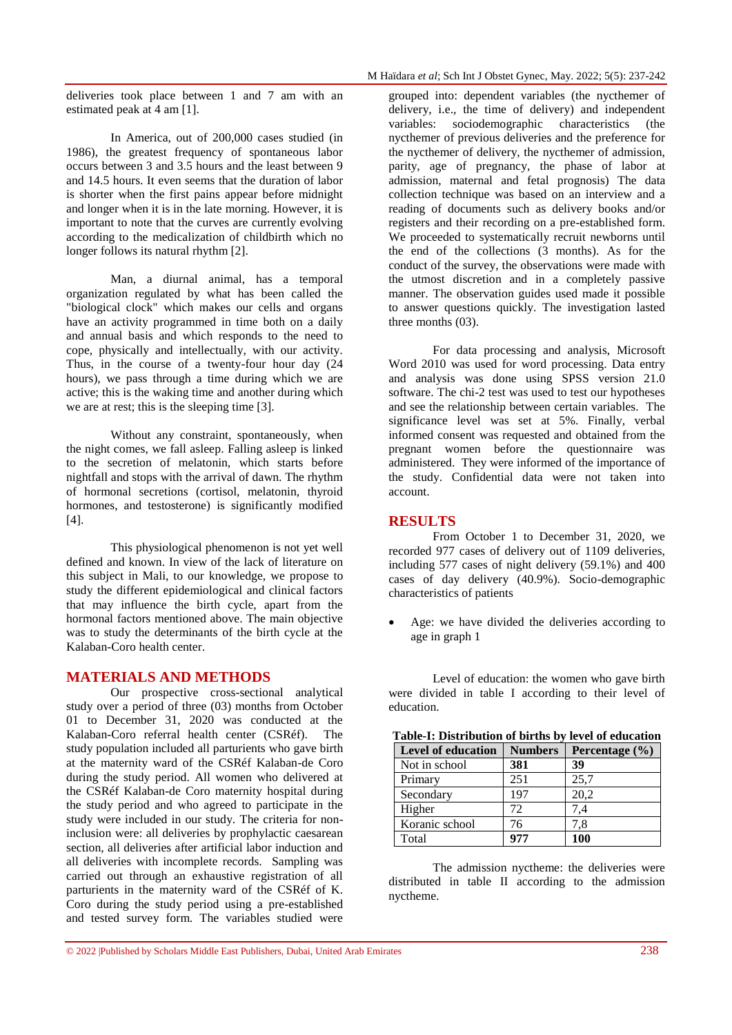deliveries took place between 1 and 7 am with an estimated peak at 4 am [1].

In America, out of 200,000 cases studied (in 1986), the greatest frequency of spontaneous labor occurs between 3 and 3.5 hours and the least between 9 and 14.5 hours. It even seems that the duration of labor is shorter when the first pains appear before midnight and longer when it is in the late morning. However, it is important to note that the curves are currently evolving according to the medicalization of childbirth which no longer follows its natural rhythm [2].

Man, a diurnal animal, has a temporal organization regulated by what has been called the "biological clock" which makes our cells and organs have an activity programmed in time both on a daily and annual basis and which responds to the need to cope, physically and intellectually, with our activity. Thus, in the course of a twenty-four hour day (24 hours), we pass through a time during which we are active; this is the waking time and another during which we are at rest; this is the sleeping time [3].

Without any constraint, spontaneously, when the night comes, we fall asleep. Falling asleep is linked to the secretion of melatonin, which starts before nightfall and stops with the arrival of dawn. The rhythm of hormonal secretions (cortisol, melatonin, thyroid hormones, and testosterone) is significantly modified [4].

This physiological phenomenon is not yet well defined and known. In view of the lack of literature on this subject in Mali, to our knowledge, we propose to study the different epidemiological and clinical factors that may influence the birth cycle, apart from the hormonal factors mentioned above. The main objective was to study the determinants of the birth cycle at the Kalaban-Coro health center.

## MATERIALS AND METHODS

Our prospective cross-sectional analytical study over a period of three (03) months from October 01 to December 31, 2020 was conducted at the Kalaban-Coro referral health center (CSRéf). The study population included all parturients who gave birth at the maternity ward of the CSRéf Kalaban-de Coro during the study period. All women who delivered at the CSRéf Kalaban-de Coro maternity hospital during the study period and who agreed to participate in the study were included in our study. The criteria for non-inclusion were: all deliveries by prophylactic caesarean section, all deliveries after artificial labor induction and all deliveries with incomplete records. Sampling was carried out through an exhaustive registration of all parturients in the maternity ward of the CSRéf of K. Coro during the study period using a pre-established and tested survey form. The variables studied were grouped into: dependent variables (the nycthemer of delivery, i.e., the time of delivery) and independent variables: sociodemographic characteristics (the nycthemer of previous deliveries and the preference for the nycthemer of delivery, the nycthemer of admission, parity, age of pregnancy, the phase of labor at admission, maternal and fetal prognosis) The data collection technique was based on an interview and a reading of documents such as delivery books and/or registers and their recording on a pre-established form. We proceeded to systematically recruit newborns until the end of the collections (3 months). As for the conduct of the survey, the observations were made with the utmost discretion and in a completely passive manner. The observation guides used made it possible to answer questions quickly. The investigation lasted three months (03).

For data processing and analysis, Microsoft Word 2010 was used for word processing. Data entry and analysis was done using SPSS version 21.0 software. The chi-2 test was used to test our hypotheses and see the relationship between certain variables. The significance level was set at 5%. Finally, verbal informed consent was requested and obtained from the pregnant women before the questionnaire was administered. They were informed of the importance of the study. Confidential data were not taken into account.

## RESULTS

From October 1 to December 31, 2020, we recorded 977 cases of delivery out of 1109 deliveries, including 577 cases of night delivery (59.1%) and 400 cases of day delivery (40.9%). Socio-demographic characteristics of patients

- Age: we have divided the deliveries according to age in graph 1

Level of education: the women who gave birth were divided in table I according to their level of education.

**Table-I: Distribution of births by level of education**

| Level of education | Numbers | Percentage (%) |
|---|---|---|
| Not in school | **381** | **39** |
| Primary | 251 | 25,7 |
| Secondary | 197 | 20,2 |
| Higher | 72 | 7,4 |
| Koranic school | 76 | 7,8 |
| Total | **977** | **100** |

The admission nyctheme: the deliveries were distributed in table II according to the admission nyctheme.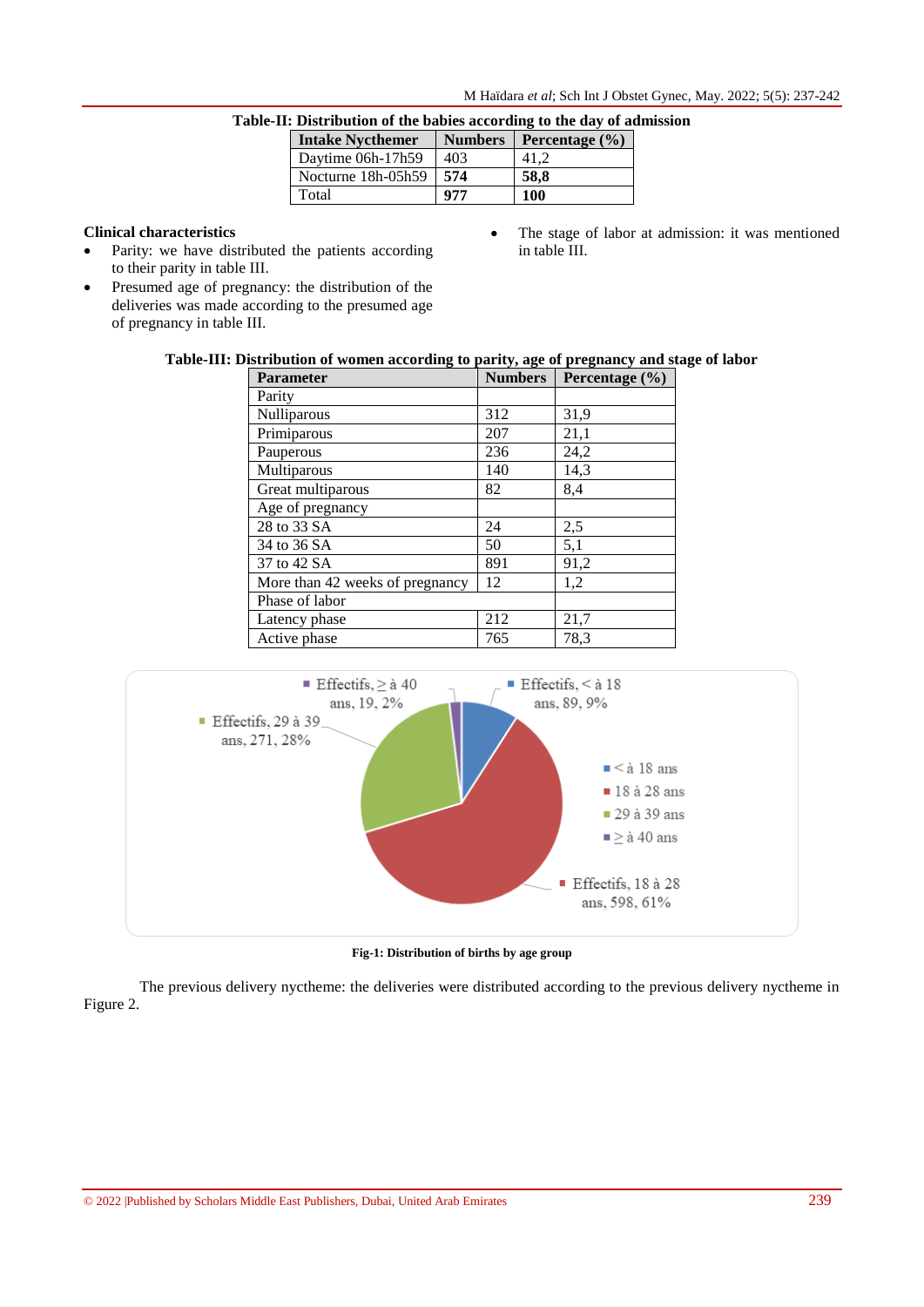**Table-II: Distribution of the babies according to the day of admission**

| Intake Nycthemer | Numbers | Percentage (%) |
|---|---|---|
| Daytime 06h-17h59 | 403 | 41,2 |
| Nocturne 18h-05h59 | **574** | **58,8** |
| Total | **977** | **100** |

**Clinical characteristics**

- Parity: we have distributed the patients according to their parity in table III.
- Presumed age of pregnancy: the distribution of the deliveries was made according to the presumed age of pregnancy in table III.
- The stage of labor at admission: it was mentioned in table III.

**Table-III: Distribution of women according to parity, age of pregnancy and stage of labor**

| Parameter | Numbers | Percentage (%) |
|---|---|---|
| Parity | | |
| Nulliparous | 312 | 31,9 |
| Primiparous | 207 | 21,1 |
| Pauperous | 236 | 24,2 |
| Multiparous | 140 | 14,3 |
| Great multiparous | 82 | 8,4 |
| Age of pregnancy | | |
| 28 to 33 SA | 24 | 2,5 |
| 34 to 36 SA | 50 | 5,1 |
| 37 to 42 SA | 891 | 91,2 |
| More than 42 weeks of pregnancy | 12 | 1,2 |
| Phase of labor | | |
| Latency phase | 212 | 21,7 |
| Active phase | 765 | 78,3 |

Effectifs, ≥ à 40 ans, 19, 2%

Effectifs, < à 18 ans, 89, 9%

Effectifs, 29 à 39 ans, 271, 28%

Effectifs, 18 à 28 ans, 598, 61%

- < à 18 ans
- 18 à 28 ans
- 29 à 39 ans
- ≥ à 40 ans

**Fig-1: Distribution of births by age group**

The previous delivery nyctheme: the deliveries were distributed according to the previous delivery nyctheme in Figure 2.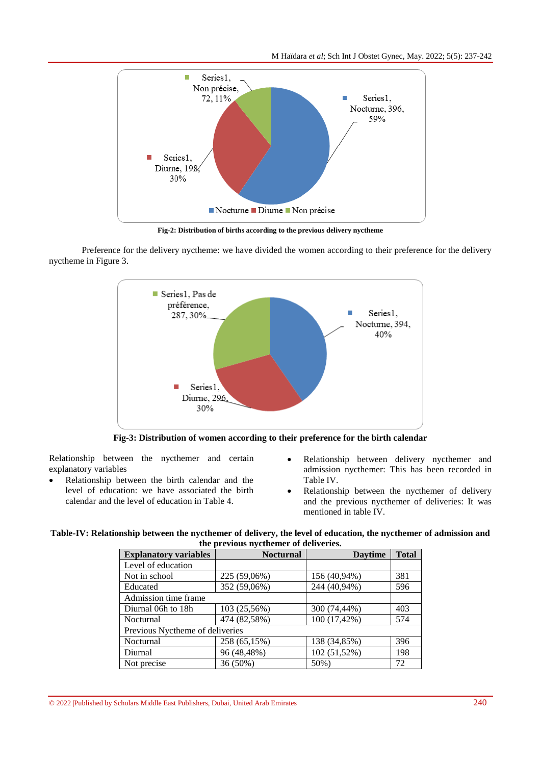Fig-2: Distribution of births according to the previous delivery nyctheme

Preference for the delivery nyctheme: we have divided the women according to their preference for the delivery nyctheme in Figure 3.

**Fig-3: Distribution of women according to their preference for the birth calendar**

Relationship between the nycthemer and certain explanatory variables

- Relationship between the birth calendar and the level of education: we have associated the birth calendar and the level of education in Table 4.
- Relationship between delivery nycthemer and admission nycthemer: This has been recorded in Table IV.
- Relationship between the nycthemer of delivery and the previous nycthemer of deliveries: It was mentioned in table IV.

**Table-IV: Relationship between the nycthemer of delivery, the level of education, the nycthemer of admission and the previous nycthemer of deliveries.**

| Explanatory variables | Nocturnal | Daytime | Total |
|---|---|---|---|
| Level of education | | | |
| Not in school | 225 (59,06%) | 156 (40,94%) | 381 |
| Educated | 352 (59,06%) | 244 (40,94%) | 596 |
| Admission time frame | | | |
| Diurnal 06h to 18h | 103 (25,56%) | 300 (74,44%) | 403 |
| Nocturnal | 474 (82,58%) | 100 (17,42%) | 574 |
| Previous Nyctheme of deliveries | | | |
| Nocturnal | 258 (65,15%) | 138 (34,85%) | 396 |
| Diurnal | 96 (48,48%) | 102 (51,52%) | 198 |
| Not precise | 36 (50%) | 50%) | 72 |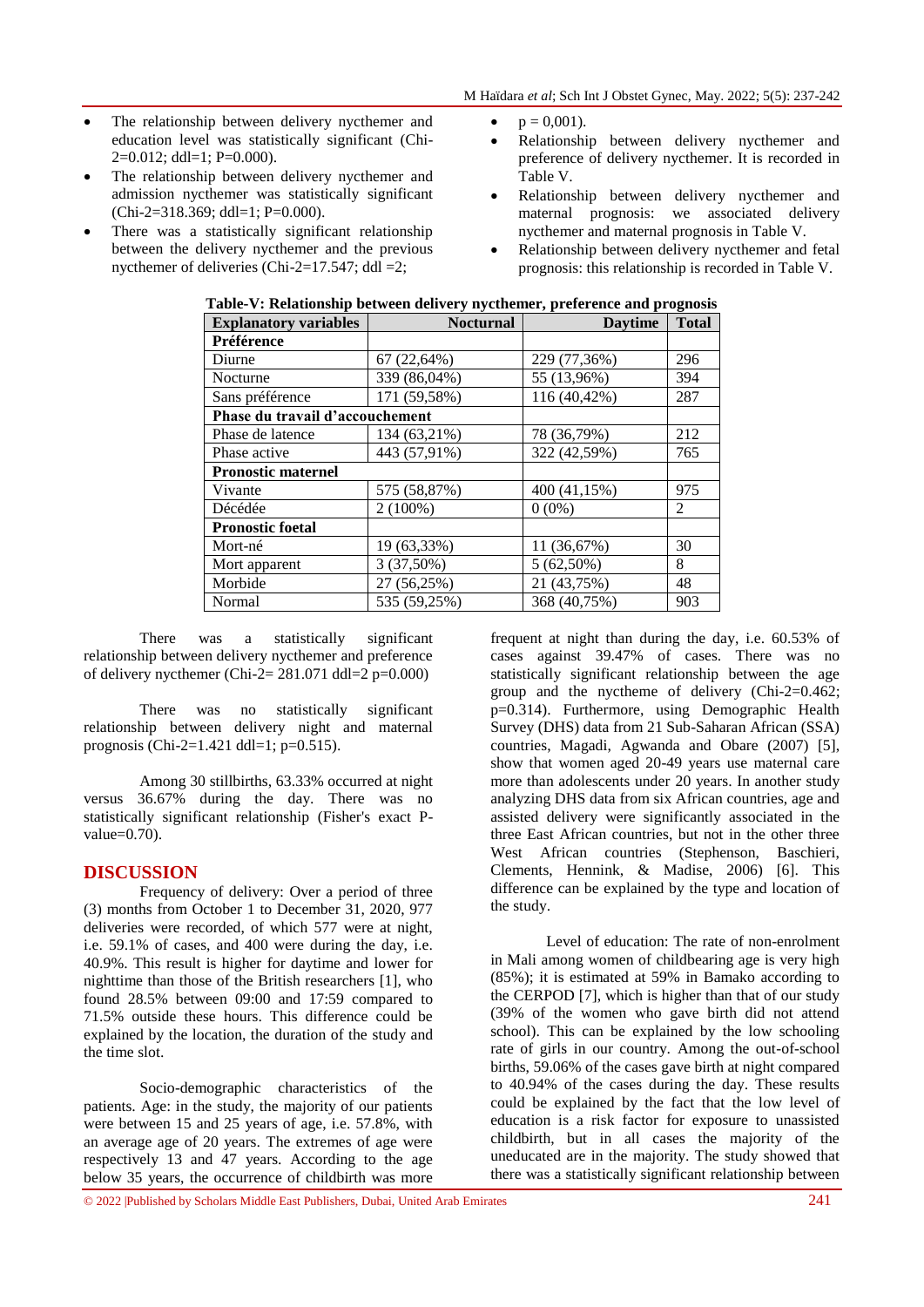- The relationship between delivery nycthemer and education level was statistically significant (Chi-2=0.012; ddl=1; P=0.000).
- The relationship between delivery nycthemer and admission nycthemer was statistically significant (Chi-2=318.369; ddl=1; P=0.000).
- There was a statistically significant relationship between the delivery nycthemer and the previous nycthemer of deliveries (Chi-2=17.547; ddl =2; p = 0,001).
- Relationship between delivery nycthemer and preference of delivery nycthemer. It is recorded in Table V.
- Relationship between delivery nycthemer and maternal prognosis: we associated delivery nycthemer and maternal prognosis in Table V.
- Relationship between delivery nycthemer and fetal prognosis: this relationship is recorded in Table V.

**Table-V: Relationship between delivery nycthemer, preference and prognosis**

| Explanatory variables | Nocturnal | Daytime | Total |
|---|---|---|---|
| **Préférence** | | | |
| Diurne | 67 (22,64%) | 229 (77,36%) | 296 |
| Nocturne | 339 (86,04%) | 55 (13,96%) | 394 |
| Sans préférence | 171 (59,58%) | 116 (40,42%) | 287 |
| **Phase du travail d'accouchement** | | | |
| Phase de latence | 134 (63,21%) | 78 (36,79%) | 212 |
| Phase active | 443 (57,91%) | 322 (42,59%) | 765 |
| **Pronostic maternel** | | | |
| Vivante | 575 (58,87%) | 400 (41,15%) | 975 |
| Décédée | 2 (100%) | 0 (0%) | 2 |
| **Pronostic foetal** | | | |
| Mort-né | 19 (63,33%) | 11 (36,67%) | 30 |
| Mort apparent | 3 (37,50%) | 5 (62,50%) | 8 |
| Morbide | 27 (56,25%) | 21 (43,75%) | 48 |
| Normal | 535 (59,25%) | 368 (40,75%) | 903 |

There was a statistically significant relationship between delivery nycthemer and preference of delivery nycthemer (Chi-2= 281.071 ddl=2 p=0.000)

There was no statistically significant relationship between delivery night and maternal prognosis (Chi-2=1.421 ddl=1; p=0.515).

Among 30 stillbirths, 63.33% occurred at night versus 36.67% during the day. There was no statistically significant relationship (Fisher's exact P-value=0.70).

## DISCUSSION

Frequency of delivery: Over a period of three (3) months from October 1 to December 31, 2020, 977 deliveries were recorded, of which 577 were at night, i.e. 59.1% of cases, and 400 were during the day, i.e. 40.9%. This result is higher for daytime and lower for nighttime than those of the British researchers [1], who found 28.5% between 09:00 and 17:59 compared to 71.5% outside these hours. This difference could be explained by the location, the duration of the study and the time slot.

Socio-demographic characteristics of the patients. Age: in the study, the majority of our patients were between 15 and 25 years of age, i.e. 57.8%, with an average age of 20 years. The extremes of age were respectively 13 and 47 years. According to the age below 35 years, the occurrence of childbirth was more frequent at night than during the day, i.e. 60.53% of cases against 39.47% of cases. There was no statistically significant relationship between the age group and the nycteme of delivery (Chi-2=0.462; p=0.314). Furthermore, using Demographic Health Survey (DHS) data from 21 Sub-Saharan African (SSA) countries, Magadi, Agwanda and Obare (2007) [5], show that women aged 20-49 years use maternal care more than adolescents under 20 years. In another study analyzing DHS data from six African countries, age and assisted delivery were significantly associated in the three East African countries, but not in the other three West African countries (Stephenson, Baschieri, Clements, Hennink, & Madise, 2006) [6]. This difference can be explained by the type and location of the study.

Level of education: The rate of non-enrolment in Mali among women of childbearing age is very high (85%); it is estimated at 59% in Bamako according to the CERPOD [7], which is higher than that of our study (39% of the women who gave birth did not attend school). This can be explained by the low schooling rate of girls in our country. Among the out-of-school births, 59.06% of the cases gave birth at night compared to 40.94% of the cases during the day. These results could be explained by the fact that the low level of education is a risk factor for exposure to unassisted childbirth, but in all cases the majority of the uneducated are in the majority. The study showed that there was a statistically significant relationship between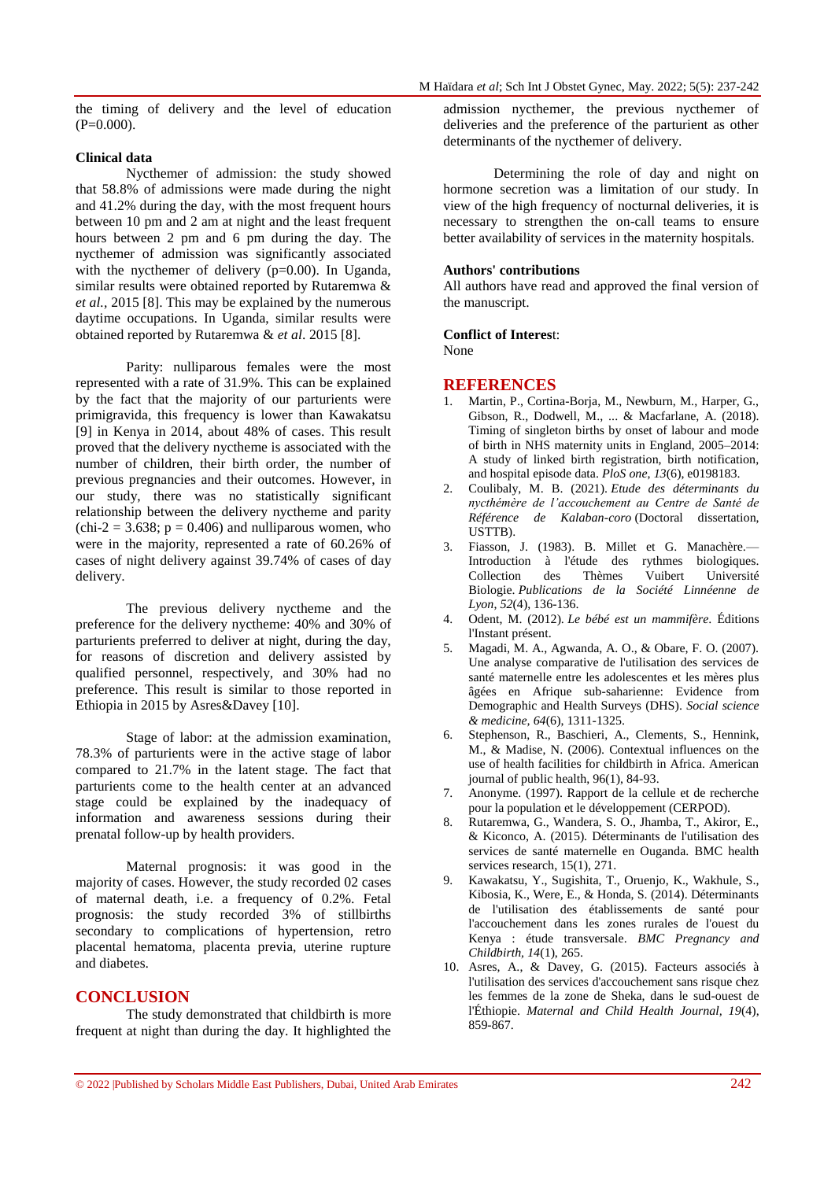the timing of delivery and the level of education (P=0.000).

**Clinical data**

Nycthemer of admission: the study showed that 58.8% of admissions were made during the night and 41.2% during the day, with the most frequent hours between 10 pm and 2 am at night and the least frequent hours between 2 pm and 6 pm during the day. The nycthemer of admission was significantly associated with the nycthemer of delivery (p=0.00). In Uganda, similar results were obtained reported by Rutaremwa & *et al.,* 2015 [8]. This may be explained by the numerous daytime occupations. In Uganda, similar results were obtained reported by Rutaremwa & *et al*. 2015 [8].

Parity: nulliparous females were the most represented with a rate of 31.9%. This can be explained by the fact that the majority of our parturients were primigravida, this frequency is lower than Kawakatsu [9] in Kenya in 2014, about 48% of cases. This result proved that the delivery nyctheme is associated with the number of children, their birth order, the number of previous pregnancies and their outcomes. However, in our study, there was no statistically significant relationship between the delivery nyctheme and parity (chi-2 = 3.638; p = 0.406) and nulliparous women, who were in the majority, represented a rate of 60.26% of cases of night delivery against 39.74% of cases of day delivery.

The previous delivery nyctheme and the preference for the delivery nyctheme: 40% and 30% of parturients preferred to deliver at night, during the day, for reasons of discretion and delivery assisted by qualified personnel, respectively, and 30% had no preference. This result is similar to those reported in Ethiopia in 2015 by Asres&Davey [10].

Stage of labor: at the admission examination, 78.3% of parturients were in the active stage of labor compared to 21.7% in the latent stage. The fact that parturients come to the health center at an advanced stage could be explained by the inadequacy of information and awareness sessions during their prenatal follow-up by health providers.

Maternal prognosis: it was good in the majority of cases. However, the study recorded 02 cases of maternal death, i.e. a frequency of 0.2%. Fetal prognosis: the study recorded 3% of stillbirths secondary to complications of hypertension, retro placental hematoma, placenta previa, uterine rupture and diabetes.

## CONCLUSION

The study demonstrated that childbirth is more frequent at night than during the day. It highlighted the admission nycthemer, the previous nycthemer of deliveries and the preference of the parturient as other determinants of the nycthemer of delivery.

Determining the role of day and night on hormone secretion was a limitation of our study. In view of the high frequency of nocturnal deliveries, it is necessary to strengthen the on-call teams to ensure better availability of services in the maternity hospitals.

**Authors' contributions**

All authors have read and approved the final version of the manuscript.

**Conflict of Interest**:

None

## REFERENCES

1. Martin, P., Cortina-Borja, M., Newburn, M., Harper, G., Gibson, R., Dodwell, M., ... & Macfarlane, A. (2018). Timing of singleton births by onset of labour and mode of birth in NHS maternity units in England, 2005–2014: A study of linked birth registration, birth notification, and hospital episode data. *PloS one*, *13*(6), e0198183.
2. Coulibaly, M. B. (2021). *Etude des déterminants du nycthémère de l'accouchement au Centre de Santé de Référence de Kalaban-coro* (Doctoral dissertation, USTTB).
3. Fiasson, J. (1983). B. Millet et G. Manachère.— Introduction à l'étude des rythmes biologiques. Collection des Thèmes Vuibert Université Biologie. *Publications de la Société Linnéenne de Lyon*, *52*(4), 136-136.
4. Odent, M. (2012). *Le bébé est un mammifère*. Éditions l'Instant présent.
5. Magadi, M. A., Agwanda, A. O., & Obare, F. O. (2007). Une analyse comparative de l'utilisation des services de santé maternelle entre les adolescentes et les mères plus âgées en Afrique sub-saharienne: Evidence from Demographic and Health Surveys (DHS). *Social science & medicine*, *64*(6), 1311-1325.
6. Stephenson, R., Baschieri, A., Clements, S., Hennink, M., & Madise, N. (2006). Contextual influences on the use of health facilities for childbirth in Africa. American journal of public health, 96(1), 84-93.
7. Anonyme. (1997). Rapport de la cellule et de recherche pour la population et le développement (CERPOD).
8. Rutaremwa, G., Wandera, S. O., Jhamba, T., Akiror, E., & Kiconco, A. (2015). Déterminants de l'utilisation des services de santé maternelle en Ouganda. BMC health services research, 15(1), 271.
9. Kawakatsu, Y., Sugishita, T., Oruenjo, K., Wakhule, S., Kibosia, K., Were, E., & Honda, S. (2014). Déterminants de l'utilisation des établissements de santé pour l'accouchement dans les zones rurales de l'ouest du Kenya : étude transversale. *BMC Pregnancy and Childbirth*, *14*(1), 265.
10. Asres, A., & Davey, G. (2015). Facteurs associés à l'utilisation des services d'accouchement sans risque chez les femmes de la zone de Sheka, dans le sud-ouest de l'Éthiopie. *Maternal and Child Health Journal*, *19*(4), 859-867.